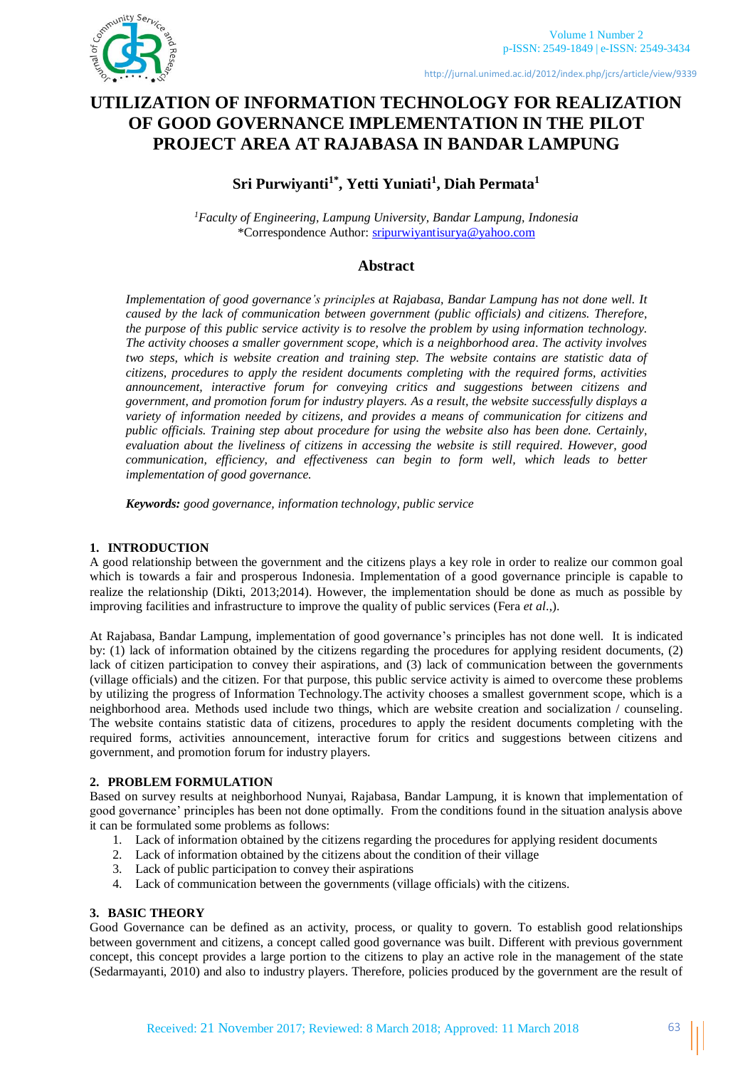# UTILIZATION OF INFORMATION TECHNOLOGY FOR REALIZATION OF GOOD GOVERNANCE IMPLEMENTATION IN THE PILOT PROJECT AREA AT RAJABASA IN BANDAR LAMPUNG

**Sri Purwiyanti[1*], Yetti Yuniati[1], Diah Permata[1]**

[1]*Faculty of Engineering, Lampung University, Bandar Lampung, Indonesia*
*Correspondence Author: sripurwiyantisurya@yahoo.com

## Abstract

*Implementation of good governance's principles at Rajabasa, Bandar Lampung has not done well. It caused by the lack of communication between government (public officials) and citizens. Therefore, the purpose of this public service activity is to resolve the problem by using information technology. The activity chooses a smaller government scope, which is a neighborhood area. The activity involves two steps, which is website creation and training step. The website contains are statistic data of citizens, procedures to apply the resident documents completing with the required forms, activities announcement, interactive forum for conveying critics and suggestions between citizens and government, and promotion forum for industry players. As a result, the website successfully displays a variety of information needed by citizens, and provides a means of communication for citizens and public officials. Training step about procedure for using the website also has been done. Certainly, evaluation about the liveliness of citizens in accessing the website is still required. However, good communication, efficiency, and effectiveness can begin to form well, which leads to better implementation of good governance.*

***Keywords:*** *good governance, information technology, public service*

## 1. INTRODUCTION

A good relationship between the government and the citizens plays a key role in order to realize our common goal which is towards a fair and prosperous Indonesia. Implementation of a good governance principle is capable to realize the relationship (Dikti, 2013;2014). However, the implementation should be done as much as possible by improving facilities and infrastructure to improve the quality of public services (Fera *et al*.,).

At Rajabasa, Bandar Lampung, implementation of good governance's principles has not done well. It is indicated by: (1) lack of information obtained by the citizens regarding the procedures for applying resident documents, (2) lack of citizen participation to convey their aspirations, and (3) lack of communication between the governments (village officials) and the citizen. For that purpose, this public service activity is aimed to overcome these problems by utilizing the progress of Information Technology.The activity chooses a smallest government scope, which is a neighborhood area. Methods used include two things, which are website creation and socialization / counseling. The website contains statistic data of citizens, procedures to apply the resident documents completing with the required forms, activities announcement, interactive forum for critics and suggestions between citizens and government, and promotion forum for industry players.

## 2. PROBLEM FORMULATION

Based on survey results at neighborhood Nunyai, Rajabasa, Bandar Lampung, it is known that implementation of good governance' principles has been not done optimally. From the conditions found in the situation analysis above it can be formulated some problems as follows:

1. Lack of information obtained by the citizens regarding the procedures for applying resident documents
2. Lack of information obtained by the citizens about the condition of their village
3. Lack of public participation to convey their aspirations
4. Lack of communication between the governments (village officials) with the citizens.

## 3. BASIC THEORY

Good Governance can be defined as an activity, process, or quality to govern. To establish good relationships between government and citizens, a concept called good governance was built. Different with previous government concept, this concept provides a large portion to the citizens to play an active role in the management of the state (Sedarmayanti, 2010) and also to industry players. Therefore, policies produced by the government are the result of

Received: 21 November 2017; Reviewed: 8 March 2018; Approved: 11 March 2018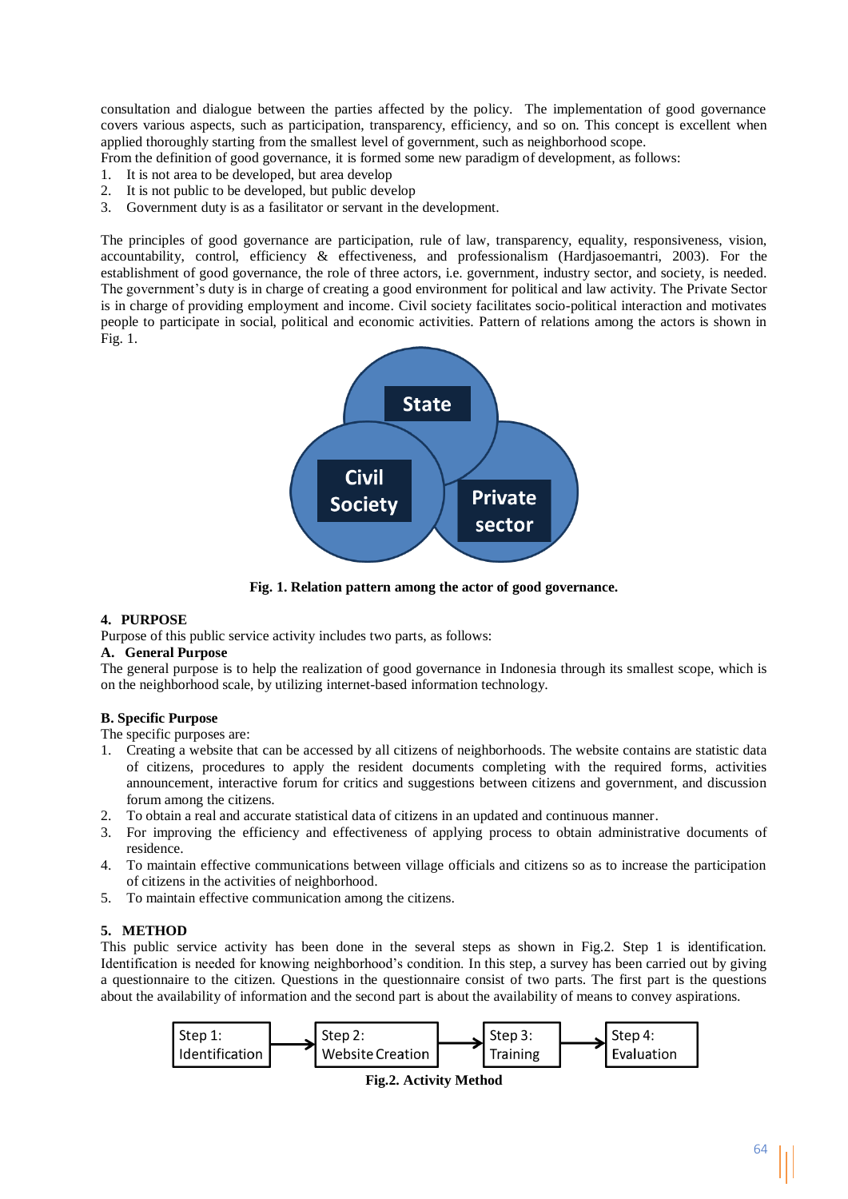consultation and dialogue between the parties affected by the policy. The implementation of good governance covers various aspects, such as participation, transparency, efficiency, and so on. This concept is excellent when applied thoroughly starting from the smallest level of government, such as neighborhood scope.
From the definition of good governance, it is formed some new paradigm of development, as follows:

1. It is not area to be developed, but area develop
2. It is not public to be developed, but public develop
3. Government duty is as a fasilitator or servant in the development.

The principles of good governance are participation, rule of law, transparency, equality, responsiveness, vision, accountability, control, efficiency & effectiveness, and professionalism (Hardjasoemantri, 2003). For the establishment of good governance, the role of three actors, i.e. government, industry sector, and society, is needed. The government's duty is in charge of creating a good environment for political and law activity. The Private Sector is in charge of providing employment and income. Civil society facilitates socio-political interaction and motivates people to participate in social, political and economic activities. Pattern of relations among the actors is shown in Fig. 1.

State

Civil Society

Private sector

**Fig. 1. Relation pattern among the actor of good governance.**

## 4. PURPOSE

Purpose of this public service activity includes two parts, as follows:

### A. General Purpose

The general purpose is to help the realization of good governance in Indonesia through its smallest scope, which is on the neighborhood scale, by utilizing internet-based information technology.

### B. Specific Purpose

The specific purposes are:

1. Creating a website that can be accessed by all citizens of neighborhoods. The website contains are statistic data of citizens, procedures to apply the resident documents completing with the required forms, activities announcement, interactive forum for critics and suggestions between citizens and government, and discussion forum among the citizens.
2. To obtain a real and accurate statistical data of citizens in an updated and continuous manner.
3. For improving the efficiency and effectiveness of applying process to obtain administrative documents of residence.
4. To maintain effective communications between village officials and citizens so as to increase the participation of citizens in the activities of neighborhood.
5. To maintain effective communication among the citizens.

## 5. METHOD

This public service activity has been done in the several steps as shown in Fig.2. Step 1 is identification. Identification is needed for knowing neighborhood's condition. In this step, a survey has been carried out by giving a questionnaire to the citizen. Questions in the questionnaire consist of two parts. The first part is the questions about the availability of information and the second part is about the availability of means to convey aspirations.

Step 1: Identification → Step 2: Website Creation → Step 3: Training → Step 4: Evaluation

**Fig.2. Activity Method**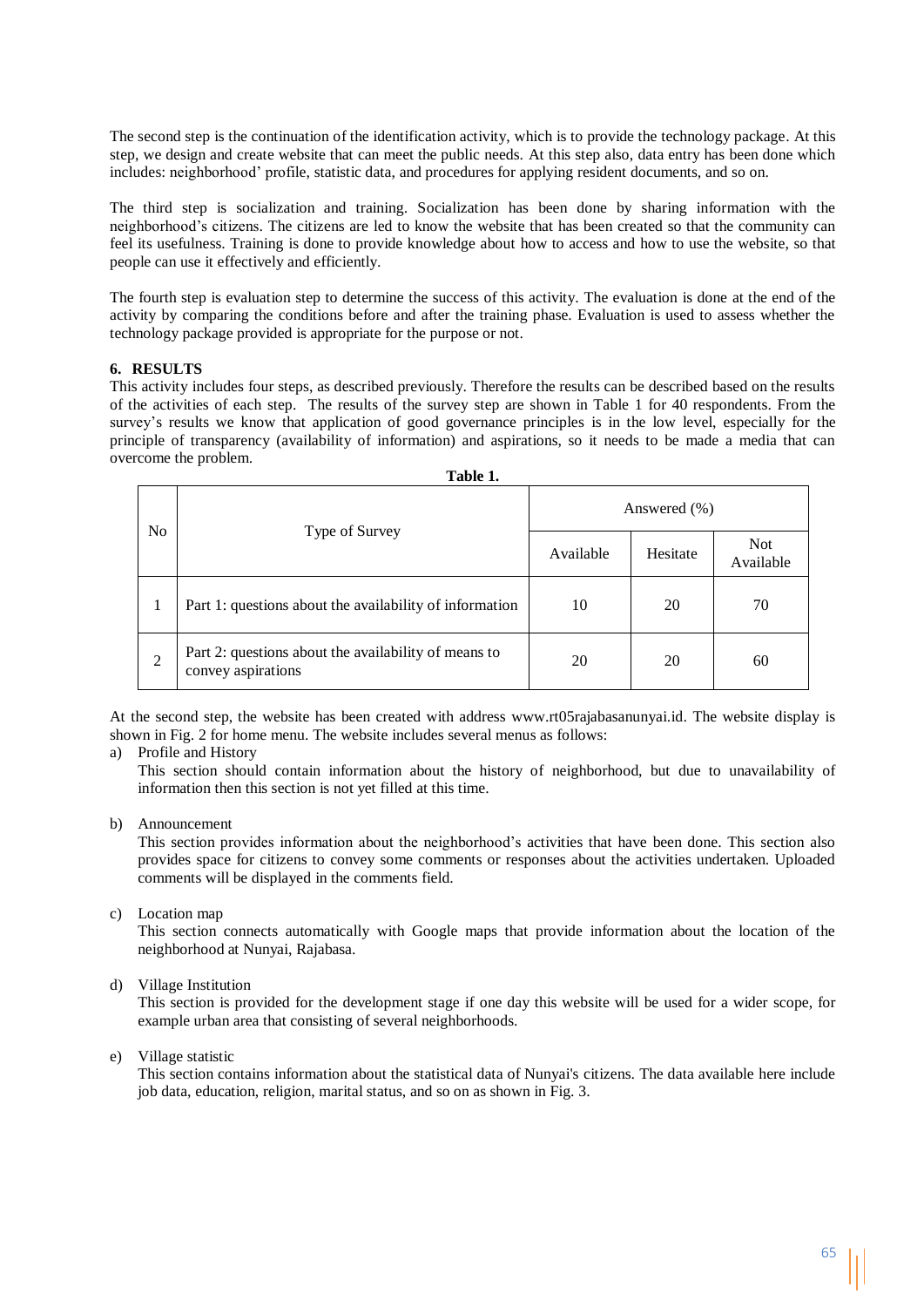The second step is the continuation of the identification activity, which is to provide the technology package. At this step, we design and create website that can meet the public needs. At this step also, data entry has been done which includes: neighborhood' profile, statistic data, and procedures for applying resident documents, and so on.

The third step is socialization and training. Socialization has been done by sharing information with the neighborhood's citizens. The citizens are led to know the website that has been created so that the community can feel its usefulness. Training is done to provide knowledge about how to access and how to use the website, so that people can use it effectively and efficiently.

The fourth step is evaluation step to determine the success of this activity. The evaluation is done at the end of the activity by comparing the conditions before and after the training phase. Evaluation is used to assess whether the technology package provided is appropriate for the purpose or not.

## 6. RESULTS

This activity includes four steps, as described previously. Therefore the results can be described based on the results of the activities of each step. The results of the survey step are shown in Table 1 for 40 respondents. From the survey's results we know that application of good governance principles is in the low level, especially for the principle of transparency (availability of information) and aspirations, so it needs to be made a media that can overcome the problem.

**Table 1.**

| No | Type of Survey | Answered (%) | | |
|---|---|---|---|---|
| | | Available | Hesitate | Not Available |
| 1 | Part 1: questions about the availability of information | 10 | 20 | 70 |
| 2 | Part 2: questions about the availability of means to convey aspirations | 20 | 20 | 60 |

At the second step, the website has been created with address www.rt05rajabasanunyai.id. The website display is shown in Fig. 2 for home menu. The website includes several menus as follows:

a) Profile and History
   This section should contain information about the history of neighborhood, but due to unavailability of information then this section is not yet filled at this time.

b) Announcement
   This section provides information about the neighborhood's activities that have been done. This section also provides space for citizens to convey some comments or responses about the activities undertaken. Uploaded comments will be displayed in the comments field.

c) Location map
   This section connects automatically with Google maps that provide information about the location of the neighborhood at Nunyai, Rajabasa.

d) Village Institution
   This section is provided for the development stage if one day this website will be used for a wider scope, for example urban area that consisting of several neighborhoods.

e) Village statistic
   This section contains information about the statistical data of Nunyai's citizens. The data available here include job data, education, religion, marital status, and so on as shown in Fig. 3.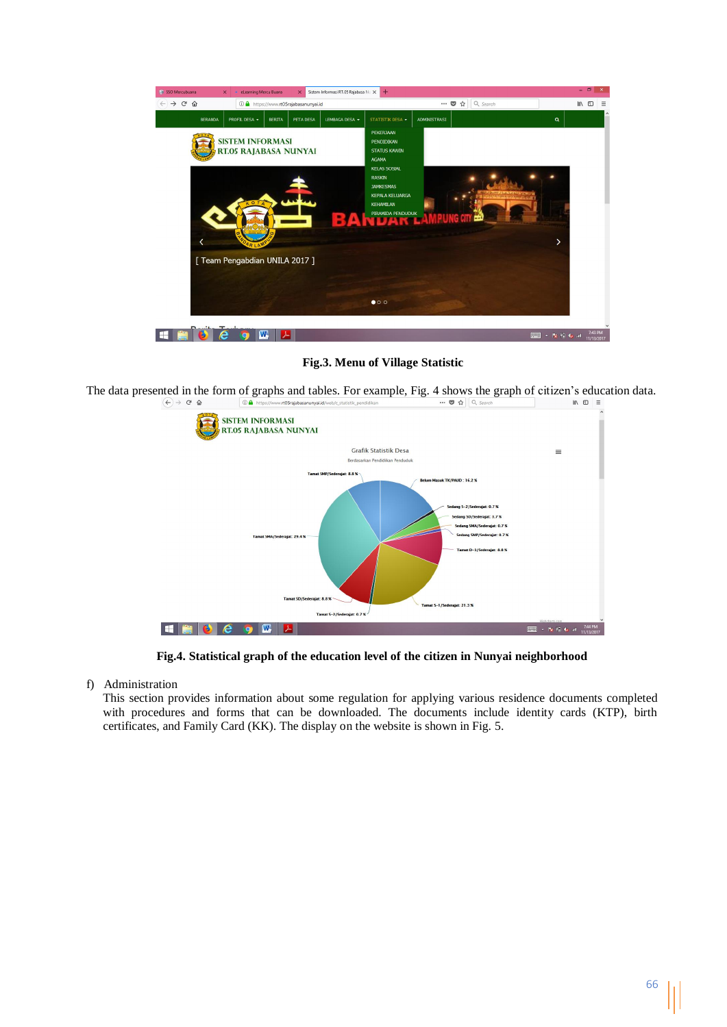**Fig.3. Menu of Village Statistic**

The data presented in the form of graphs and tables. For example, Fig. 4 shows the graph of citizen's education data.

**Fig.4. Statistical graph of the education level of the citizen in Nunyai neighborhood**

f) Administration

This section provides information about some regulation for applying various residence documents completed with procedures and forms that can be downloaded. The documents include identity cards (KTP), birth certificates, and Family Card (KK). The display on the website is shown in Fig. 5.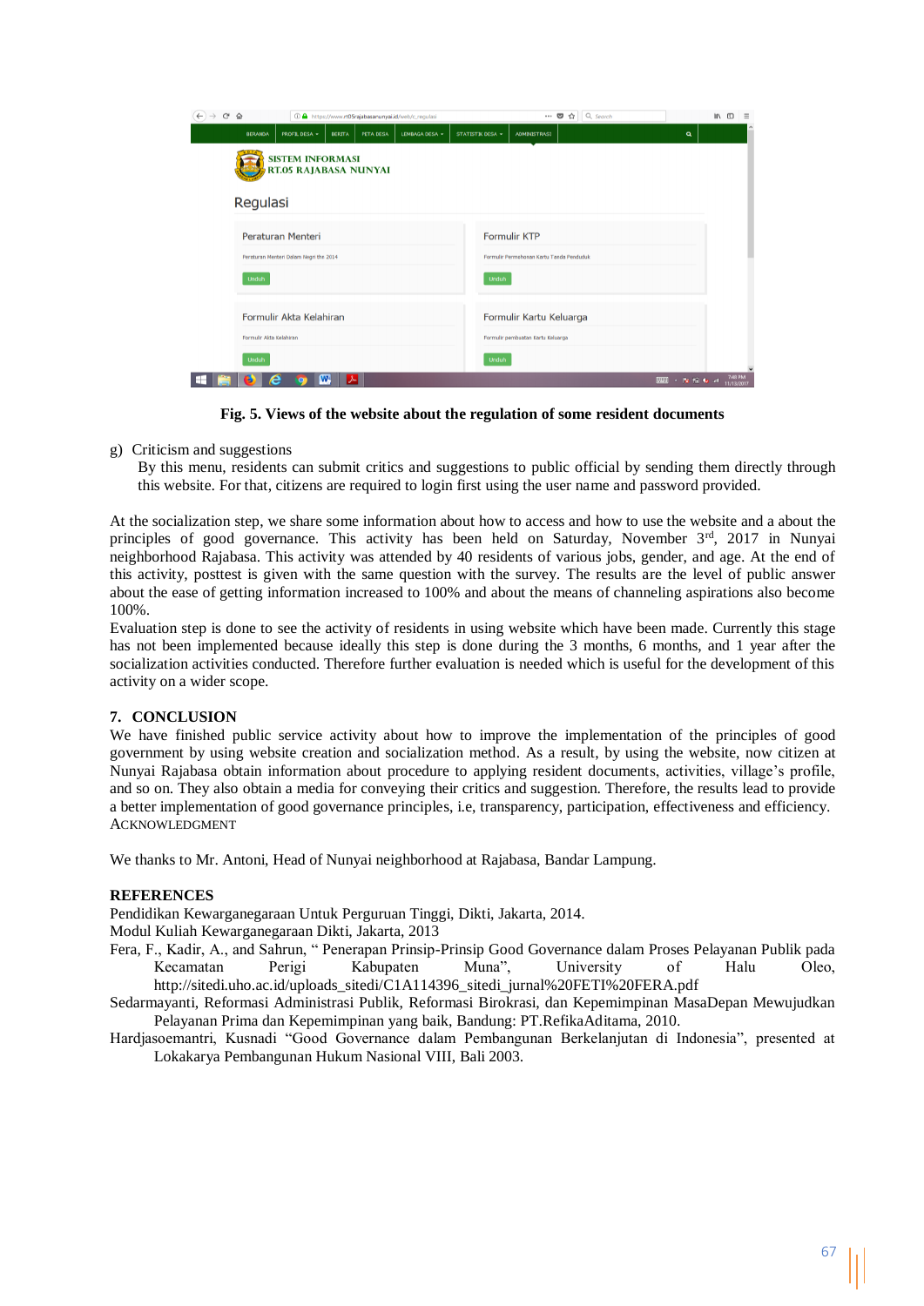**Fig. 5. Views of the website about the regulation of some resident documents**

g) Criticism and suggestions

By this menu, residents can submit critics and suggestions to public official by sending them directly through this website. For that, citizens are required to login first using the user name and password provided.

At the socialization step, we share some information about how to access and how to use the website and a about the principles of good governance. This activity has been held on Saturday, November 3rd, 2017 in Nunyai neighborhood Rajabasa. This activity was attended by 40 residents of various jobs, gender, and age. At the end of this activity, posttest is given with the same question with the survey. The results are the level of public answer about the ease of getting information increased to 100% and about the means of channeling aspirations also become 100%.

Evaluation step is done to see the activity of residents in using website which have been made. Currently this stage has not been implemented because ideally this step is done during the 3 months, 6 months, and 1 year after the socialization activities conducted. Therefore further evaluation is needed which is useful for the development of this activity on a wider scope.

## 7. CONCLUSION

We have finished public service activity about how to improve the implementation of the principles of good government by using website creation and socialization method. As a result, by using the website, now citizen at Nunyai Rajabasa obtain information about procedure to applying resident documents, activities, village's profile, and so on. They also obtain a media for conveying their critics and suggestion. Therefore, the results lead to provide a better implementation of good governance principles, i.e, transparency, participation, effectiveness and efficiency.

ACKNOWLEDGMENT

We thanks to Mr. Antoni, Head of Nunyai neighborhood at Rajabasa, Bandar Lampung.

## REFERENCES

Pendidikan Kewarganegaraan Untuk Perguruan Tinggi, Dikti, Jakarta, 2014.

Modul Kuliah Kewarganegaraan Dikti, Jakarta, 2013

Fera, F., Kadir, A., and Sahrun, " Penerapan Prinsip-Prinsip Good Governance dalam Proses Pelayanan Publik pada Kecamatan Perigi Kabupaten Muna", University of Halu Oleo, http://sitedi.uho.ac.id/uploads_sitedi/C1A114396_sitedi_jurnal%20FETI%20FERA.pdf

Sedarmayanti, Reformasi Administrasi Publik, Reformasi Birokrasi, dan Kepemimpinan MasaDepan Mewujudkan Pelayanan Prima dan Kepemimpinan yang baik, Bandung: PT.RefikaAditama, 2010.

Hardjasoemantri, Kusnadi "Good Governance dalam Pembangunan Berkelanjutan di Indonesia", presented at Lokakarya Pembangunan Hukum Nasional VIII, Bali 2003.